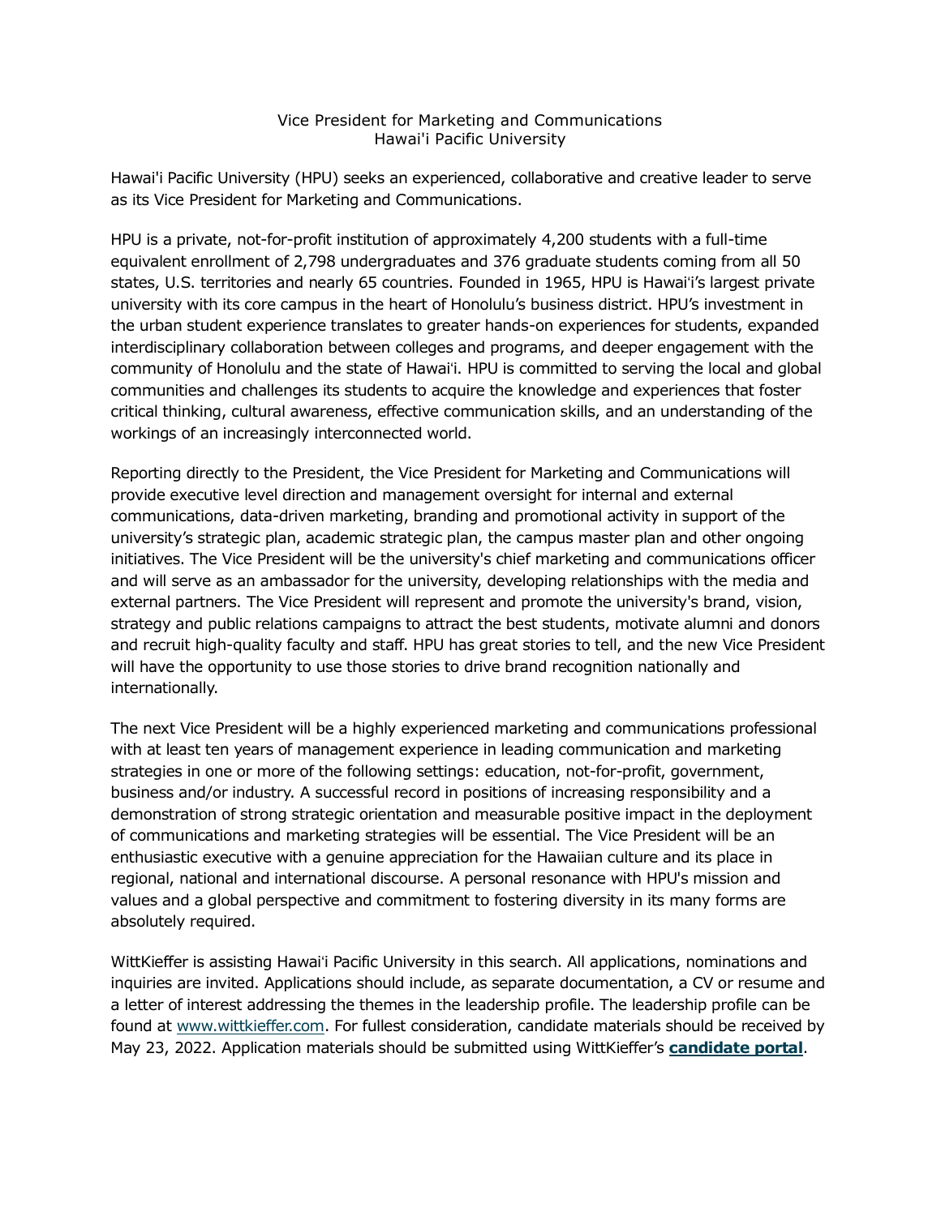# Vice President for Marketing and Communications
## Hawai'i Pacific University

Hawai'i Pacific University (HPU) seeks an experienced, collaborative and creative leader to serve as its Vice President for Marketing and Communications.

HPU is a private, not-for-profit institution of approximately 4,200 students with a full-time equivalent enrollment of 2,798 undergraduates and 376 graduate students coming from all 50 states, U.S. territories and nearly 65 countries. Founded in 1965, HPU is Hawai'i's largest private university with its core campus in the heart of Honolulu's business district. HPU's investment in the urban student experience translates to greater hands-on experiences for students, expanded interdisciplinary collaboration between colleges and programs, and deeper engagement with the community of Honolulu and the state of Hawai'i. HPU is committed to serving the local and global communities and challenges its students to acquire the knowledge and experiences that foster critical thinking, cultural awareness, effective communication skills, and an understanding of the workings of an increasingly interconnected world.

Reporting directly to the President, the Vice President for Marketing and Communications will provide executive level direction and management oversight for internal and external communications, data-driven marketing, branding and promotional activity in support of the university's strategic plan, academic strategic plan, the campus master plan and other ongoing initiatives. The Vice President will be the university's chief marketing and communications officer and will serve as an ambassador for the university, developing relationships with the media and external partners. The Vice President will represent and promote the university's brand, vision, strategy and public relations campaigns to attract the best students, motivate alumni and donors and recruit high-quality faculty and staff. HPU has great stories to tell, and the new Vice President will have the opportunity to use those stories to drive brand recognition nationally and internationally.

The next Vice President will be a highly experienced marketing and communications professional with at least ten years of management experience in leading communication and marketing strategies in one or more of the following settings: education, not-for-profit, government, business and/or industry. A successful record in positions of increasing responsibility and a demonstration of strong strategic orientation and measurable positive impact in the deployment of communications and marketing strategies will be essential. The Vice President will be an enthusiastic executive with a genuine appreciation for the Hawaiian culture and its place in regional, national and international discourse. A personal resonance with HPU's mission and values and a global perspective and commitment to fostering diversity in its many forms are absolutely required.

WittKieffer is assisting Hawai'i Pacific University in this search. All applications, nominations and inquiries are invited. Applications should include, as separate documentation, a CV or resume and a letter of interest addressing the themes in the leadership profile. The leadership profile can be found at www.wittkieffer.com. For fullest consideration, candidate materials should be received by May 23, 2022. Application materials should be submitted using WittKieffer's **candidate portal**.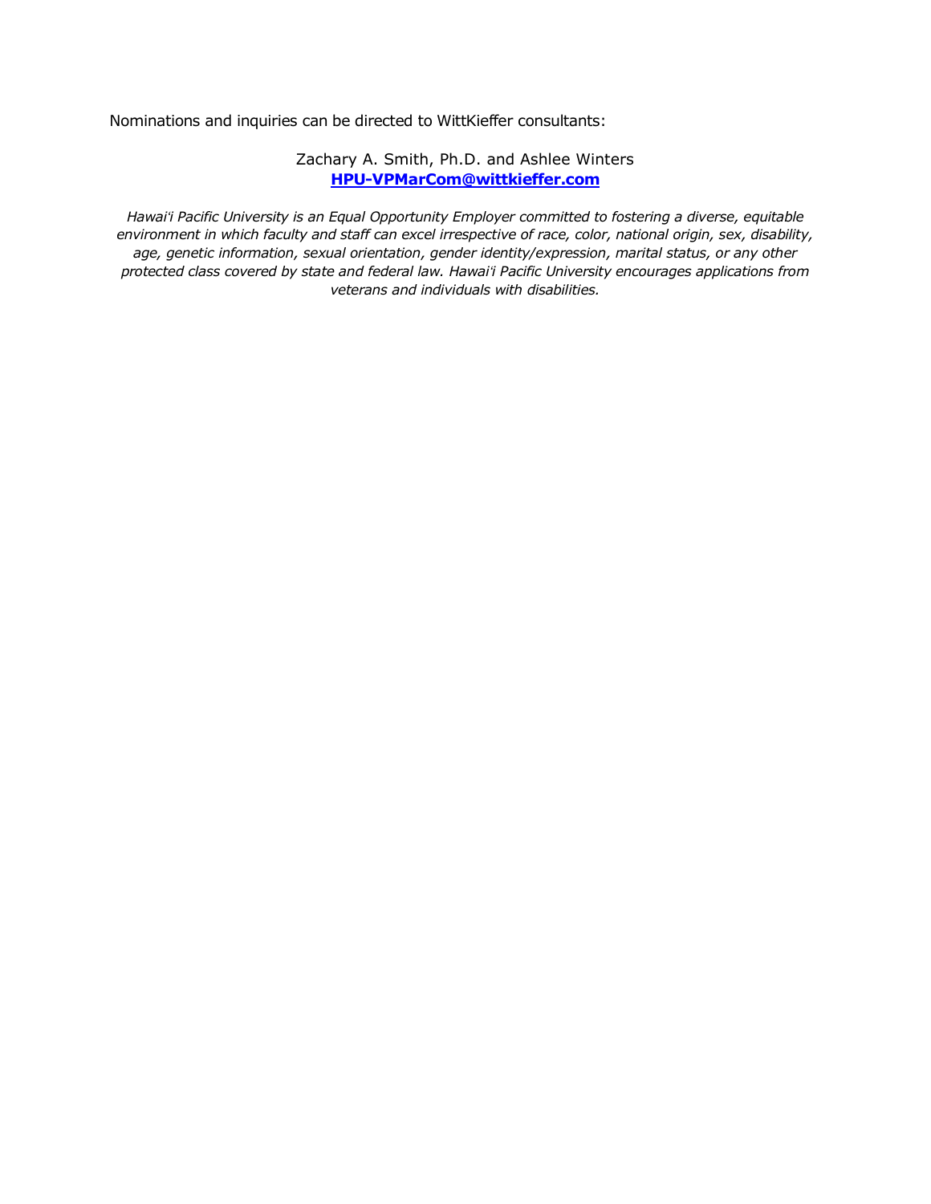Nominations and inquiries can be directed to WittKieffer consultants:

Zachary A. Smith, Ph.D. and Ashlee Winters
**HPU-VPMarCom@wittkieffer.com**

*Hawaiʻi Pacific University is an Equal Opportunity Employer committed to fostering a diverse, equitable environment in which faculty and staff can excel irrespective of race, color, national origin, sex, disability, age, genetic information, sexual orientation, gender identity/expression, marital status, or any other protected class covered by state and federal law. Hawaiʻi Pacific University encourages applications from veterans and individuals with disabilities.*